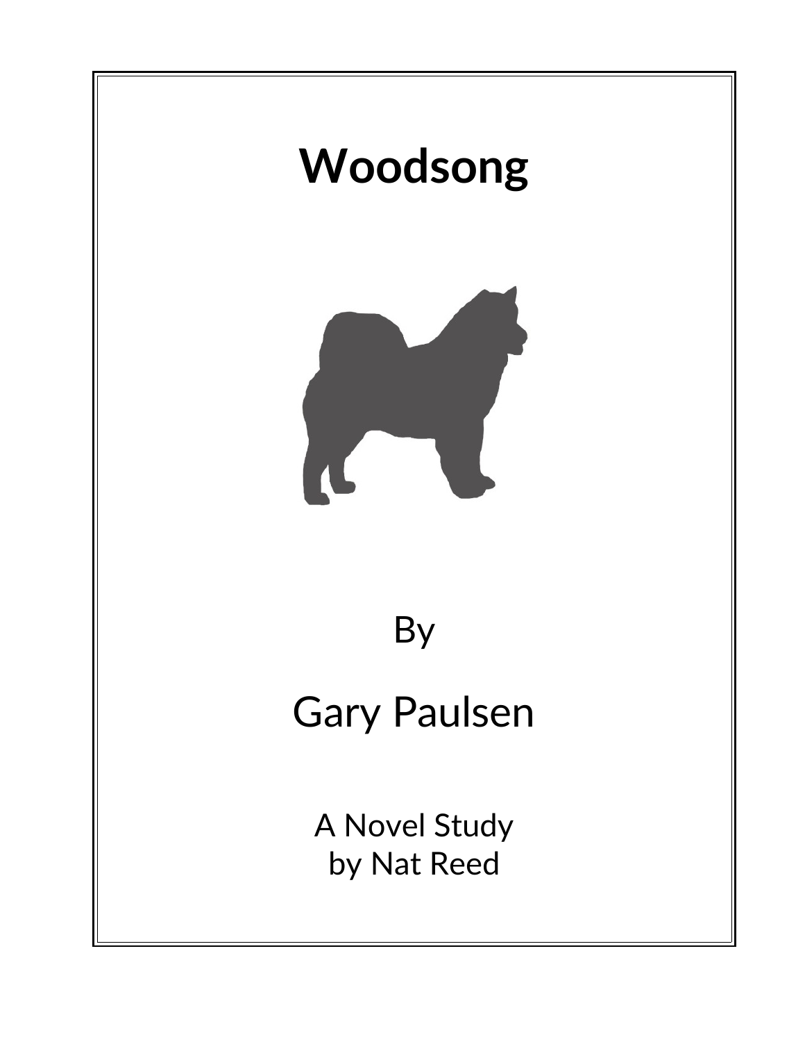# Woodsong

By

Gary Paulsen

A Novel Study
by Nat Reed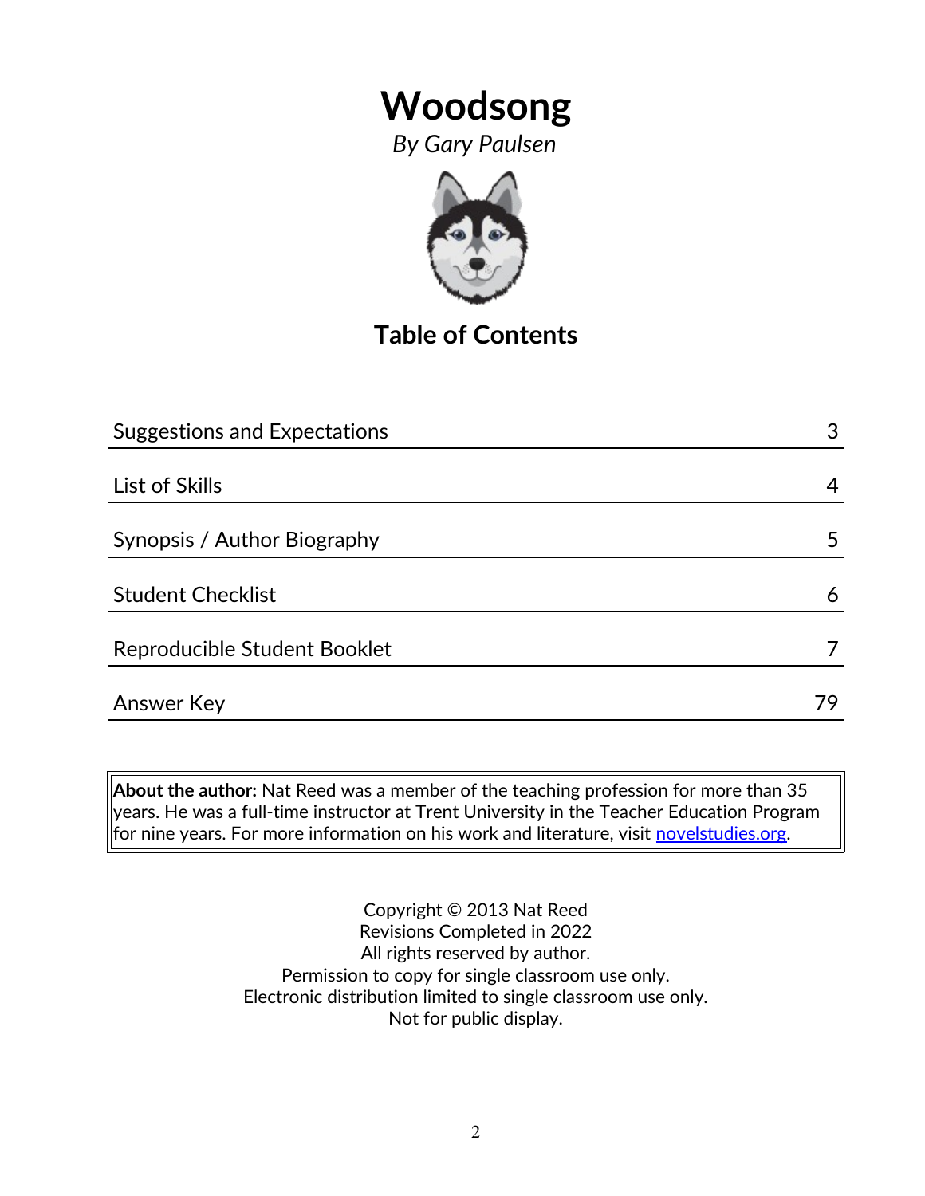# Woodsong

*By Gary Paulsen*

## Table of Contents

| | |
|---|---|
| Suggestions and Expectations | 3 |
| List of Skills | 4 |
| Synopsis / Author Biography | 5 |
| Student Checklist | 6 |
| Reproducible Student Booklet | 7 |
| Answer Key | 79 |

**About the author:** Nat Reed was a member of the teaching profession for more than 35 years. He was a full-time instructor at Trent University in the Teacher Education Program for nine years. For more information on his work and literature, visit novelstudies.org.

Copyright © 2013 Nat Reed
Revisions Completed in 2022
All rights reserved by author.
Permission to copy for single classroom use only.
Electronic distribution limited to single classroom use only.
Not for public display.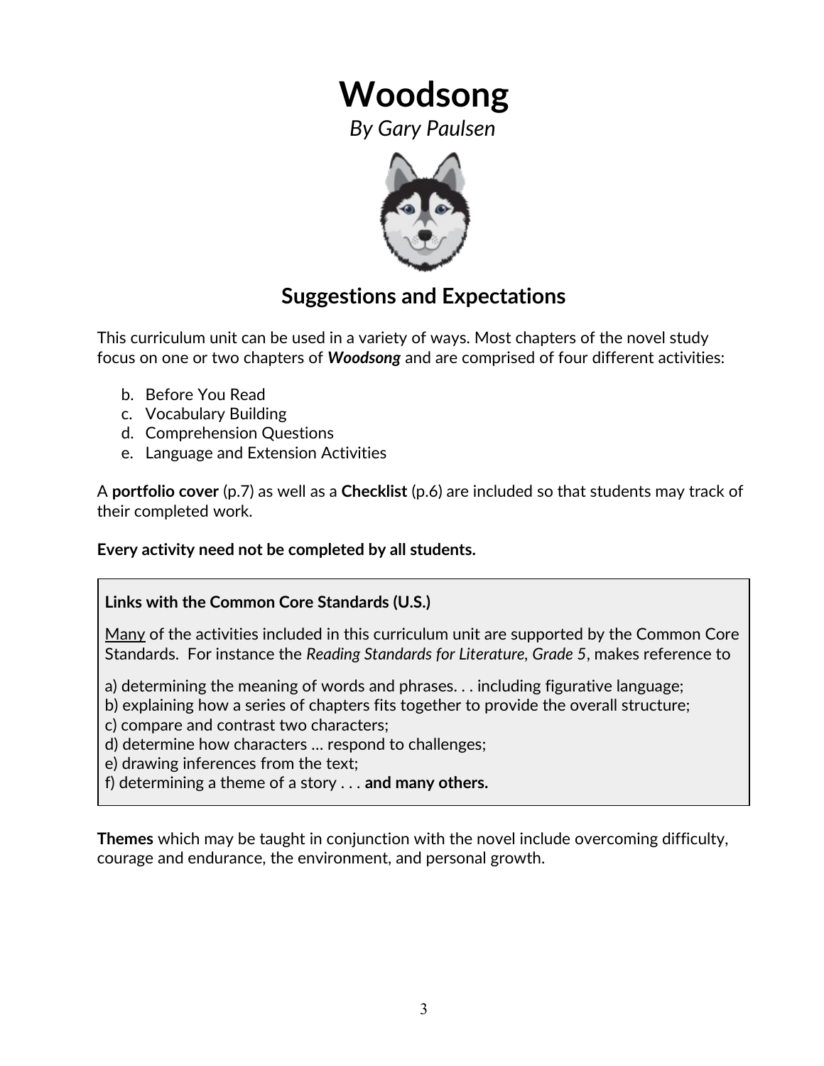# Woodsong

*By Gary Paulsen*

## Suggestions and Expectations

This curriculum unit can be used in a variety of ways. Most chapters of the novel study focus on one or two chapters of ***Woodsong*** and are comprised of four different activities:

b. Before You Read
c. Vocabulary Building
d. Comprehension Questions
e. Language and Extension Activities

A **portfolio cover** (p.7) as well as a **Checklist** (p.6) are included so that students may track of their completed work.

**Every activity need not be completed by all students.**

> **Links with the Common Core Standards (U.S.)**
>
> Many of the activities included in this curriculum unit are supported by the Common Core Standards. For instance the *Reading Standards for Literature, Grade 5*, makes reference to
>
> a) determining the meaning of words and phrases. . . including figurative language;
> b) explaining how a series of chapters fits together to provide the overall structure;
> c) compare and contrast two characters;
> d) determine how characters … respond to challenges;
> e) drawing inferences from the text;
> f) determining a theme of a story . . . **and many others.**

**Themes** which may be taught in conjunction with the novel include overcoming difficulty, courage and endurance, the environment, and personal growth.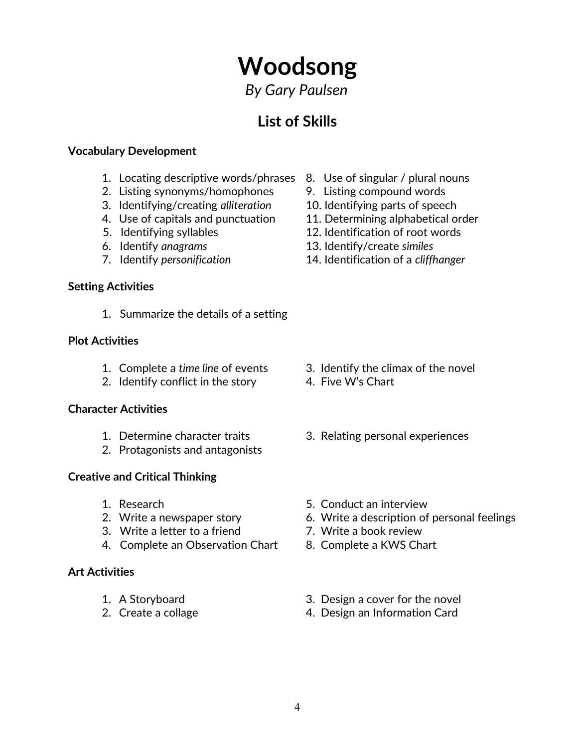# Woodsong

*By Gary Paulsen*

## List of Skills

**Vocabulary Development**

1. Locating descriptive words/phrases
2. Listing synonyms/homophones
3. Identifying/creating *alliteration*
4. Use of capitals and punctuation
5. Identifying syllables
6. Identify *anagrams*
7. Identify *personification*
8. Use of singular / plural nouns
9. Listing compound words
10. Identifying parts of speech
11. Determining alphabetical order
12. Identification of root words
13. Identify/create *similes*
14. Identification of a *cliffhanger*

**Setting Activities**

1. Summarize the details of a setting

**Plot Activities**

1. Complete a *time line* of events
2. Identify conflict in the story
3. Identify the climax of the novel
4. Five W's Chart

**Character Activities**

1. Determine character traits
2. Protagonists and antagonists
3. Relating personal experiences

**Creative and Critical Thinking**

1. Research
2. Write a newspaper story
3. Write a letter to a friend
4. Complete an Observation Chart
5. Conduct an interview
6. Write a description of personal feelings
7. Write a book review
8. Complete a KWS Chart

**Art Activities**

1. A Storyboard
2. Create a collage
3. Design a cover for the novel
4. Design an Information Card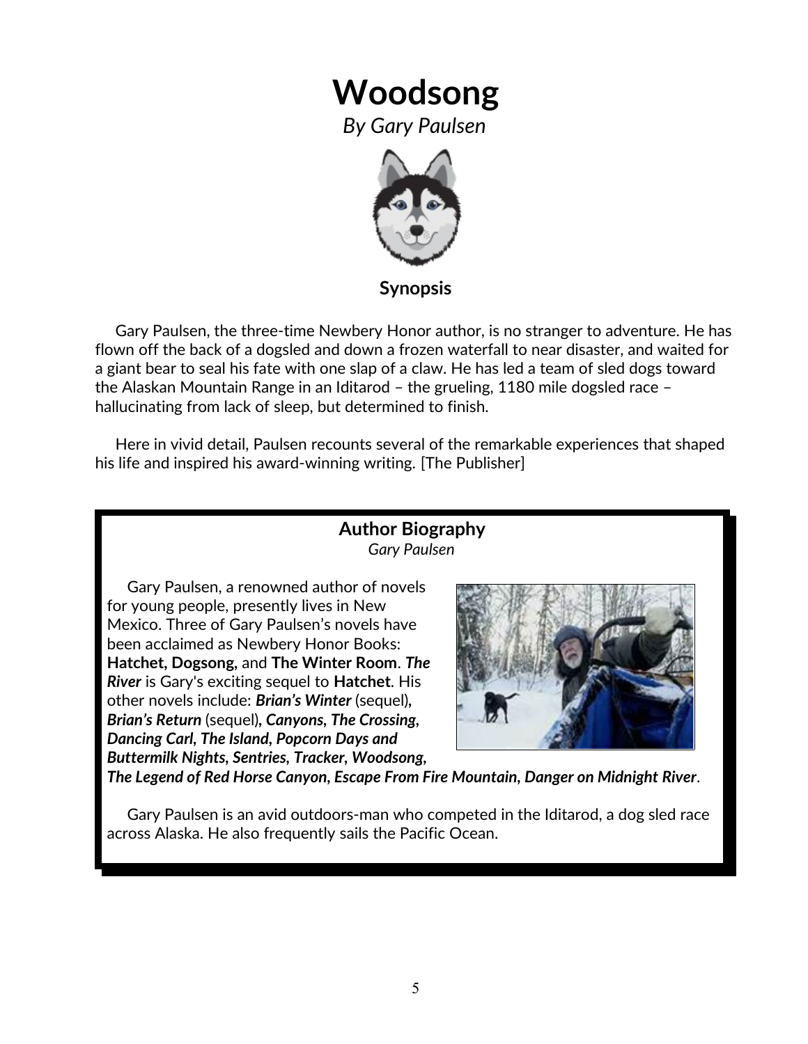# Woodsong

*By Gary Paulsen*

### Synopsis

Gary Paulsen, the three-time Newbery Honor author, is no stranger to adventure. He has flown off the back of a dogsled and down a frozen waterfall to near disaster, and waited for a giant bear to seal his fate with one slap of a claw. He has led a team of sled dogs toward the Alaskan Mountain Range in an Iditarod – the grueling, 1180 mile dogsled race – hallucinating from lack of sleep, but determined to finish.

Here in vivid detail, Paulsen recounts several of the remarkable experiences that shaped his life and inspired his award-winning writing. [The Publisher]

### Author Biography

*Gary Paulsen*

Gary Paulsen, a renowned author of novels for young people, presently lives in New Mexico. Three of Gary Paulsen's novels have been acclaimed as Newbery Honor Books: **Hatchet, Dogsong,** and **The Winter Room**. ***The River*** is Gary's exciting sequel to **Hatchet**. His other novels include: ***Brian's Winter*** (sequel)***, Brian's Return*** (sequel)***, Canyons, The Crossing, Dancing Carl, The Island, Popcorn Days and Buttermilk Nights, Sentries, Tracker, Woodsong, The Legend of Red Horse Canyon, Escape From Fire Mountain, Danger on Midnight River***.

Gary Paulsen is an avid outdoors-man who competed in the Iditarod, a dog sled race across Alaska. He also frequently sails the Pacific Ocean.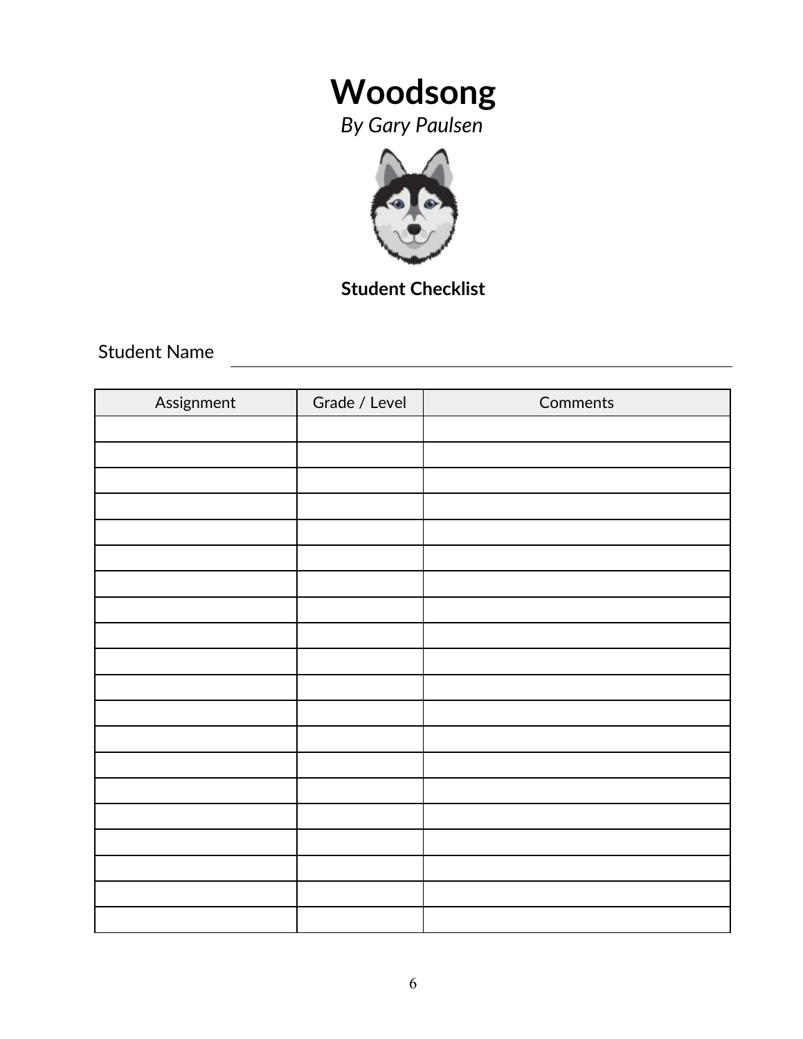# Woodsong

*By Gary Paulsen*

**Student Checklist**

Student Name ______________________________

| Assignment | Grade / Level | Comments |
|---|---|---|
| | | |
| | | |
| | | |
| | | |
| | | |
| | | |
| | | |
| | | |
| | | |
| | | |
| | | |
| | | |
| | | |
| | | |
| | | |
| | | |
| | | |
| | | |
| | | |
| | | |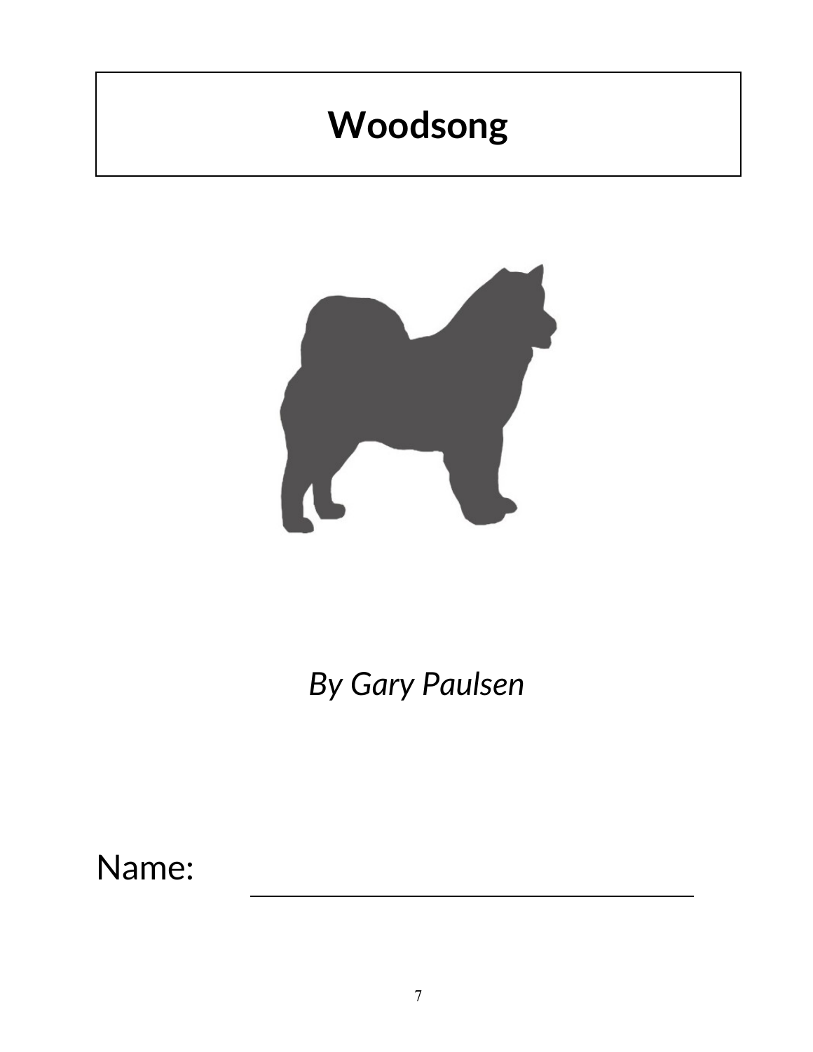# Woodsong

*By Gary Paulsen*

Name: ______________________________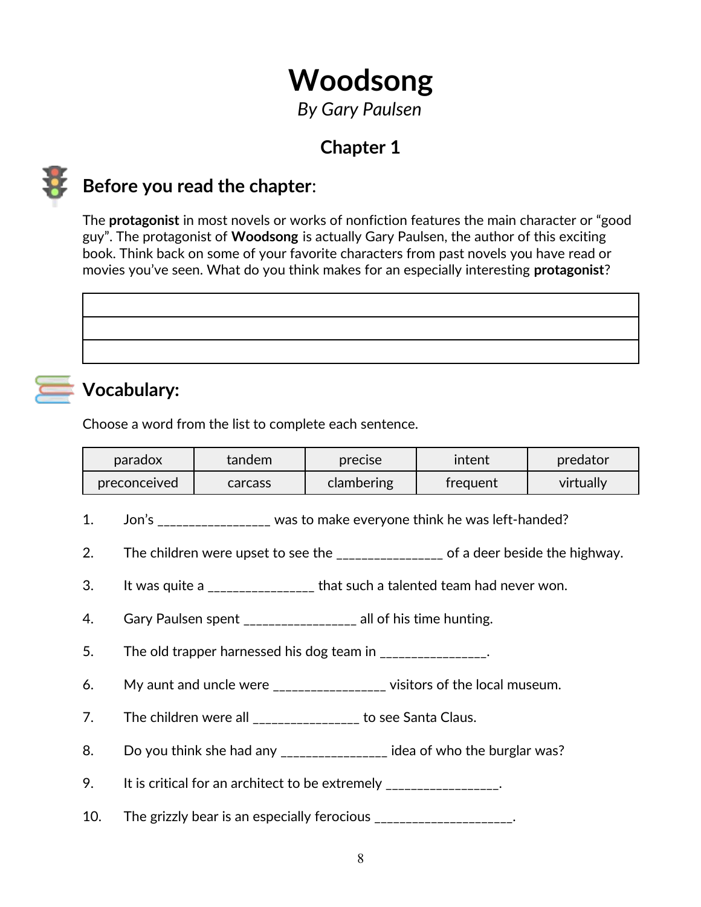# Woodsong

*By Gary Paulsen*

## Chapter 1

### Before you read the chapter:

The **protagonist** in most novels or works of nonfiction features the main character or "good guy". The protagonist of **Woodsong** is actually Gary Paulsen, the author of this exciting book. Think back on some of your favorite characters from past novels you have read or movies you've seen. What do you think makes for an especially interesting **protagonist**?

| |
|---|
| |
| |
| |

### Vocabulary:

Choose a word from the list to complete each sentence.

| paradox | tandem | precise | intent | predator |
|---|---|---|---|---|
| preconceived | carcass | clambering | frequent | virtually |

1. Jon's ________________ was to make everyone think he was left-handed?
2. The children were upset to see the _______________ of a deer beside the highway.
3. It was quite a _______________ that such a talented team had never won.
4. Gary Paulsen spent ________________ all of his time hunting.
5. The old trapper harnessed his dog team in _______________.
6. My aunt and uncle were ________________ visitors of the local museum.
7. The children were all _______________ to see Santa Claus.
8. Do you think she had any _______________ idea of who the burglar was?
9. It is critical for an architect to be extremely ________________.
10. The grizzly bear is an especially ferocious ___________________.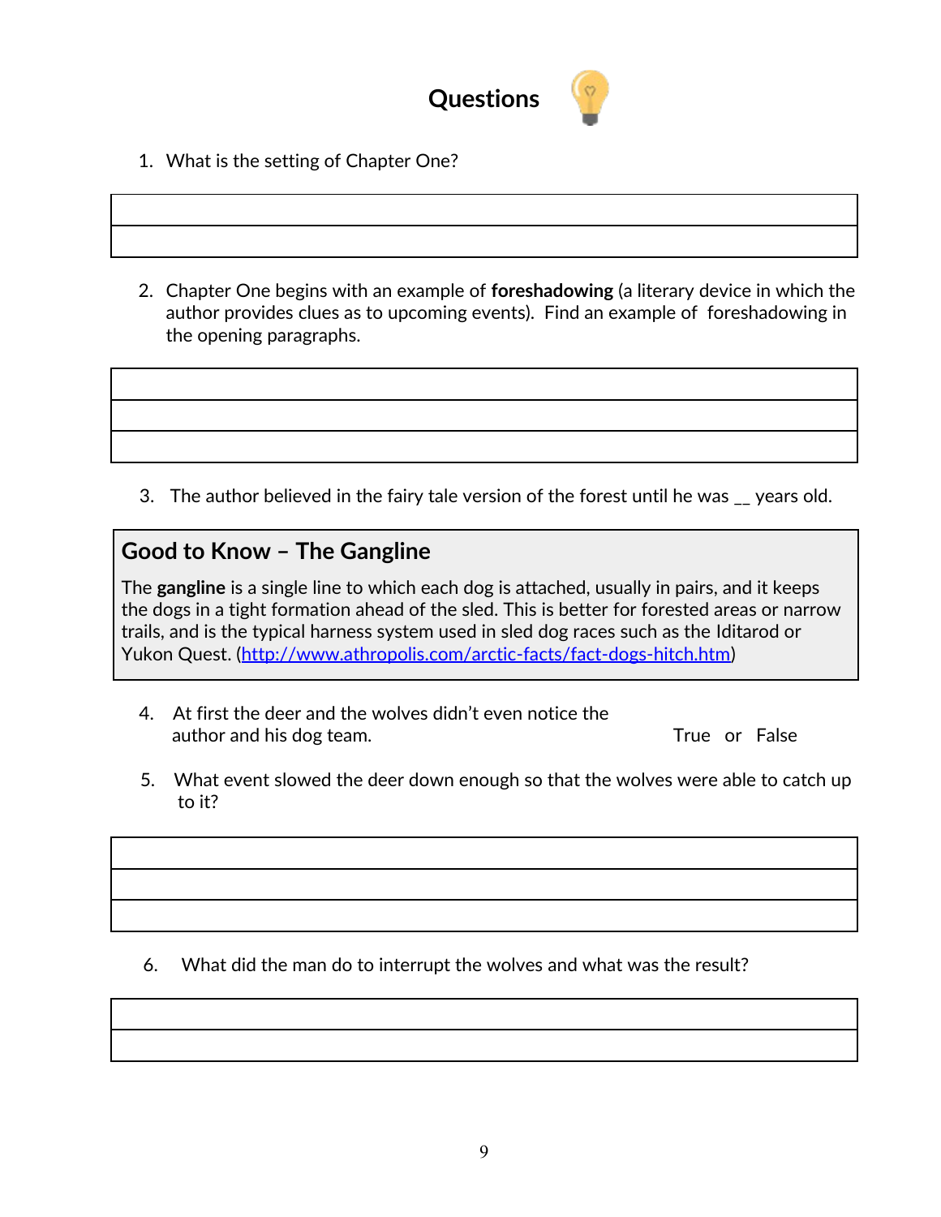# Questions

1. What is the setting of Chapter One?

2. Chapter One begins with an example of **foreshadowing** (a literary device in which the author provides clues as to upcoming events). Find an example of foreshadowing in the opening paragraphs.

3. The author believed in the fairy tale version of the forest until he was __ years old.

## Good to Know – The Gangline

The **gangline** is a single line to which each dog is attached, usually in pairs, and it keeps the dogs in a tight formation ahead of the sled. This is better for forested areas or narrow trails, and is the typical harness system used in sled dog races such as the Iditarod or Yukon Quest. ([http://www.athropolis.com/arctic-facts/fact-dogs-hitch.htm](http://www.athropolis.com/arctic-facts/fact-dogs-hitch.htm))

4. At first the deer and the wolves didn't even notice the author and his dog team. True or False

5. What event slowed the deer down enough so that the wolves were able to catch up to it?

6. What did the man do to interrupt the wolves and what was the result?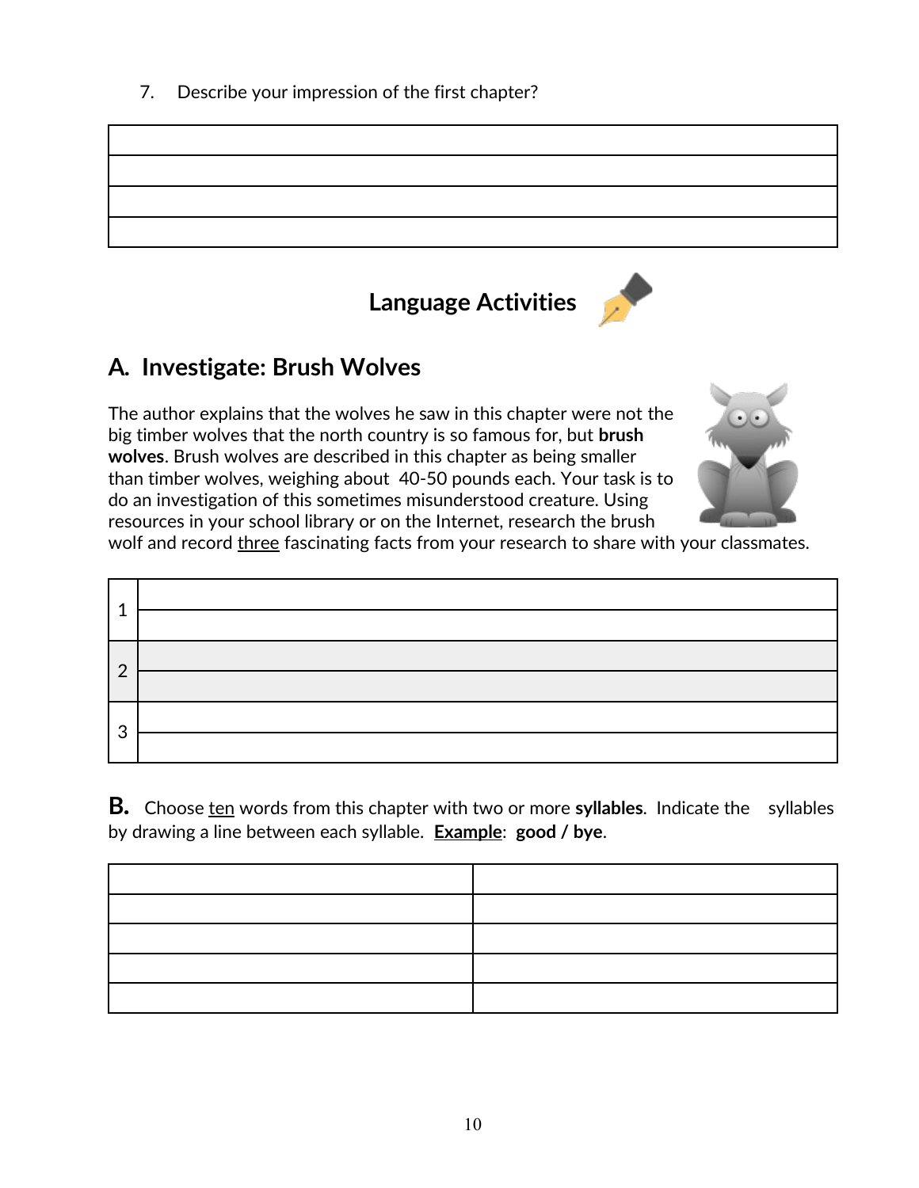7. Describe your impression of the first chapter?

| |
|---|
| |
| |
| |
| |

## Language Activities

### A. Investigate: Brush Wolves

The author explains that the wolves he saw in this chapter were not the big timber wolves that the north country is so famous for, but **brush wolves**. Brush wolves are described in this chapter as being smaller than timber wolves, weighing about 40-50 pounds each. Your task is to do an investigation of this sometimes misunderstood creature. Using resources in your school library or on the Internet, research the brush wolf and record <u>three</u> fascinating facts from your research to share with your classmates.

| | |
|---|---|
| 1 | |
| | |
| 2 | |
| | |
| 3 | |
| | |

**B.** Choose <u>ten</u> words from this chapter with two or more **syllables**. Indicate the syllables by drawing a line between each syllable. <u>**Example**</u>: **good / bye**.

| | |
|---|---|
| | |
| | |
| | |
| | |
| | |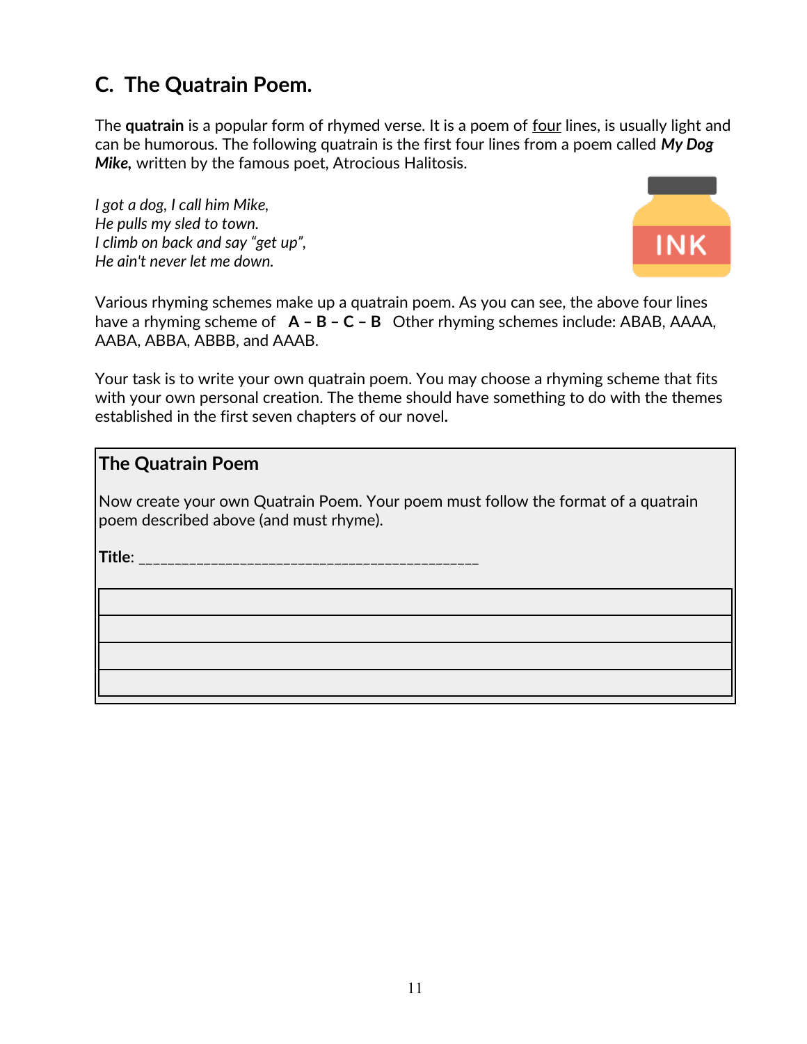## C. The Quatrain Poem.

The **quatrain** is a popular form of rhymed verse. It is a poem of <u>four</u> lines, is usually light and can be humorous. The following quatrain is the first four lines from a poem called ***My Dog Mike,*** written by the famous poet, Atrocious Halitosis.

*I got a dog, I call him Mike,*
*He pulls my sled to town.*
*I climb on back and say "get up",*
*He ain't never let me down.*

Various rhyming schemes make up a quatrain poem. As you can see, the above four lines have a rhyming scheme of **A – B – C – B** Other rhyming schemes include: ABAB, AAAA, AABA, ABBA, ABBB, and AAAB.

Your task is to write your own quatrain poem. You may choose a rhyming scheme that fits with your own personal creation. The theme should have something to do with the themes established in the first seven chapters of our novel**.**

**The Quatrain Poem**

Now create your own Quatrain Poem. Your poem must follow the format of a quatrain poem described above (and must rhyme).

**Title**: _______________________________________________

| |
|---|
| |
| |
| |
| |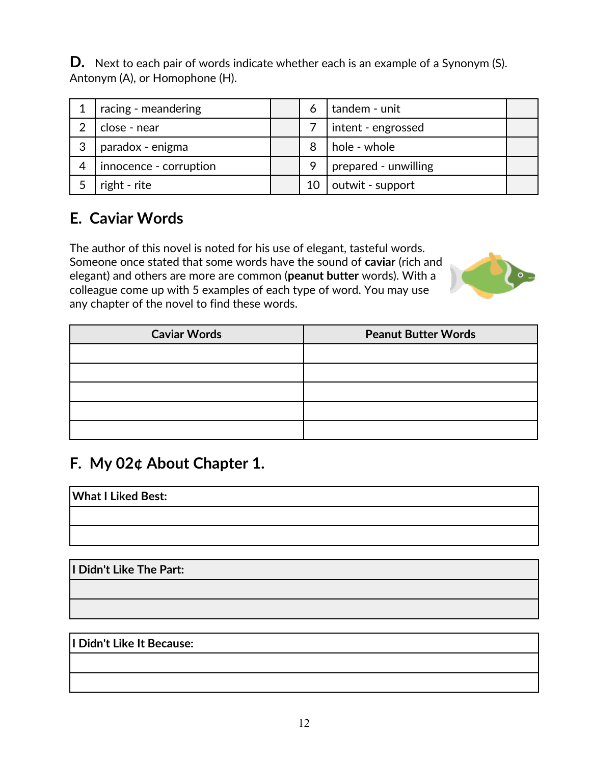**D.** Next to each pair of words indicate whether each is an example of a Synonym (S). Antonym (A), or Homophone (H).

| | | | | | |
|---|---|---|---|---|---|
| 1 | racing - meandering | | 6 | tandem - unit | |
| 2 | close - near | | 7 | intent - engrossed | |
| 3 | paradox - enigma | | 8 | hole - whole | |
| 4 | innocence - corruption | | 9 | prepared - unwilling | |
| 5 | right - rite | | 10 | outwit - support | |

## E. Caviar Words

The author of this novel is noted for his use of elegant, tasteful words. Someone once stated that some words have the sound of **caviar** (rich and elegant) and others are more are common (**peanut butter** words). With a colleague come up with 5 examples of each type of word. You may use any chapter of the novel to find these words.

| Caviar Words | Peanut Butter Words |
|---|---|
| | |
| | |
| | |
| | |
| | |

## F. My 02¢ About Chapter 1.

| What I Liked Best: |
|---|
| |
| |

| I Didn't Like The Part: |
|---|
| |
| |

| I Didn't Like It Because: |
|---|
| |
| |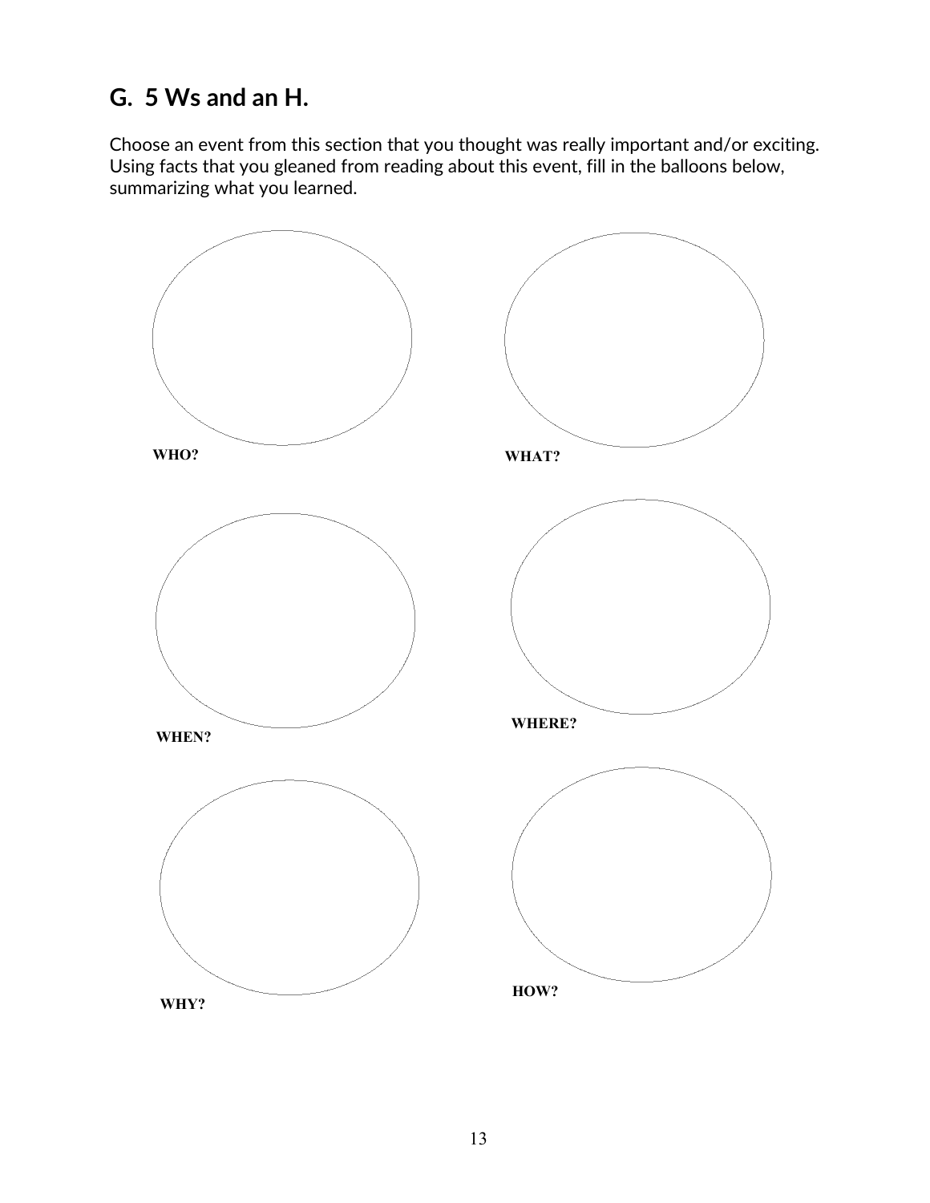## G. 5 Ws and an H.

Choose an event from this section that you thought was really important and/or exciting. Using facts that you gleaned from reading about this event, fill in the balloons below, summarizing what you learned.

**WHO?**

**WHAT?**

**WHEN?**

**WHERE?**

**WHY?**

**HOW?**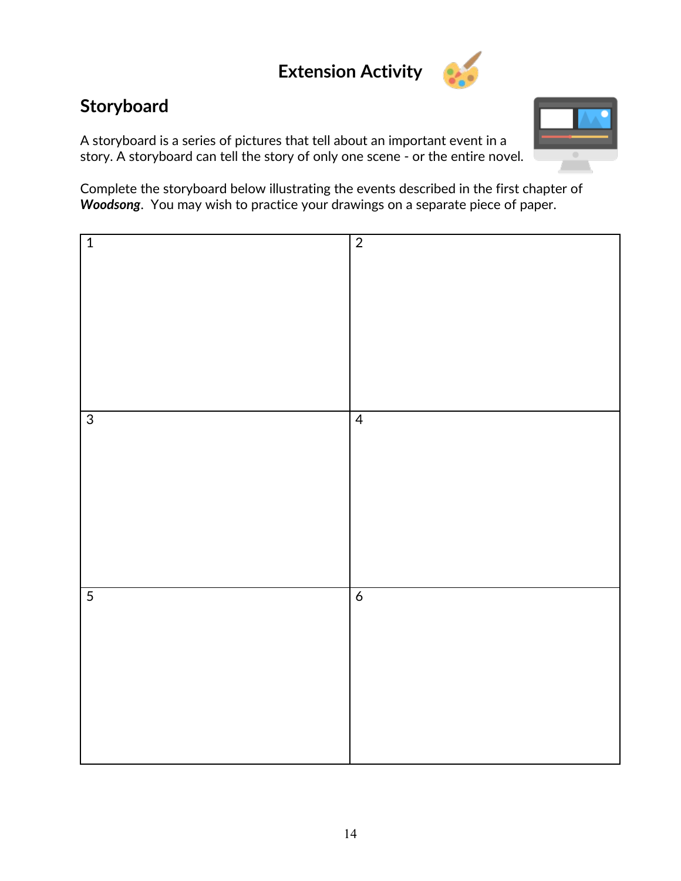# Extension Activity

## Storyboard

A storyboard is a series of pictures that tell about an important event in a story. A storyboard can tell the story of only one scene - or the entire novel.

Complete the storyboard below illustrating the events described in the first chapter of ***Woodsong***. You may wish to practice your drawings on a separate piece of paper.

| | |
|---|---|
| 1 | 2 |
| 3 | 4 |
| 5 | 6 |